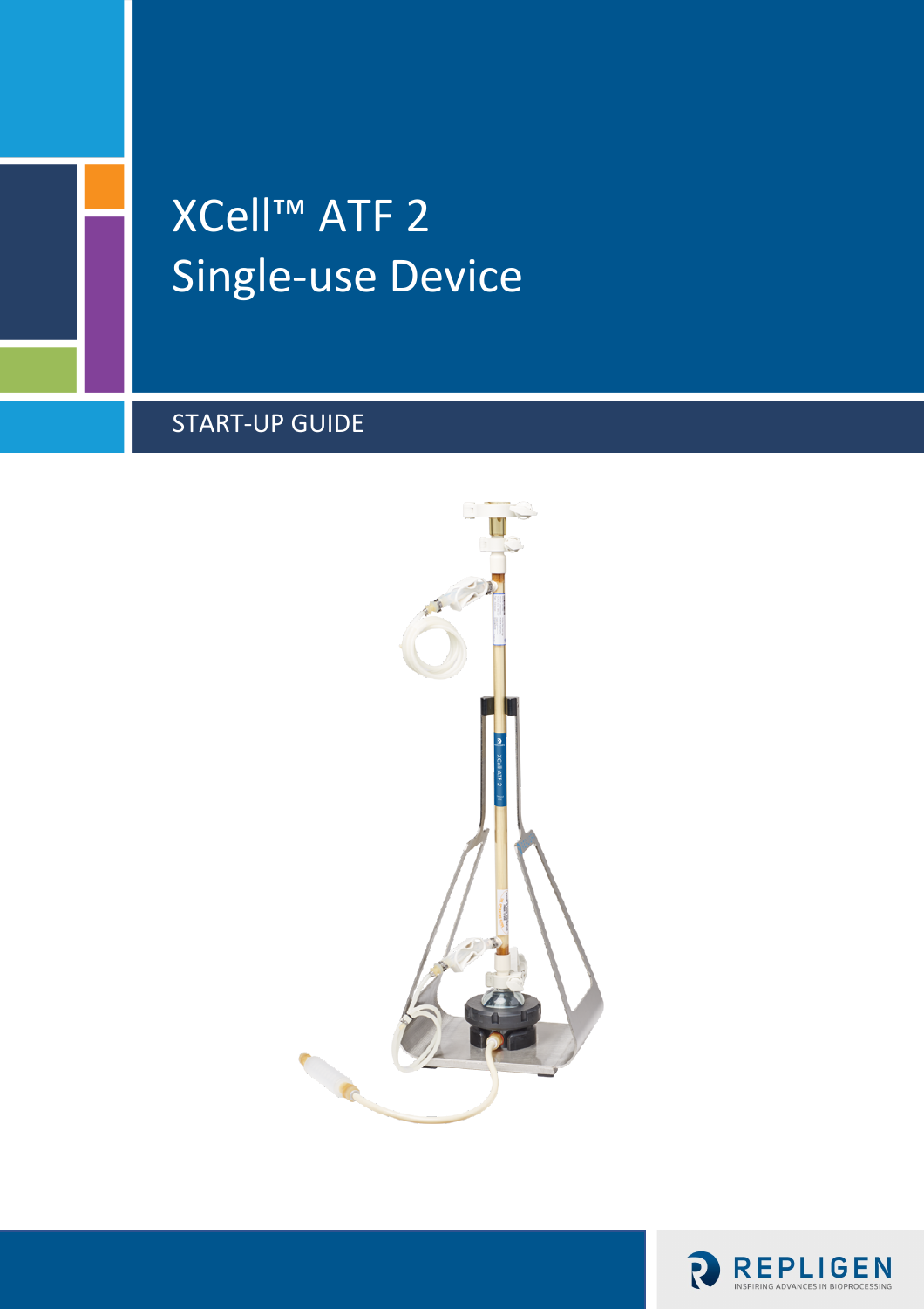# XCell™ ATF 2
# Single-use Device

## START-UP GUIDE

REPLIGEN
INSPIRING ADVANCES IN BIOPROCESSING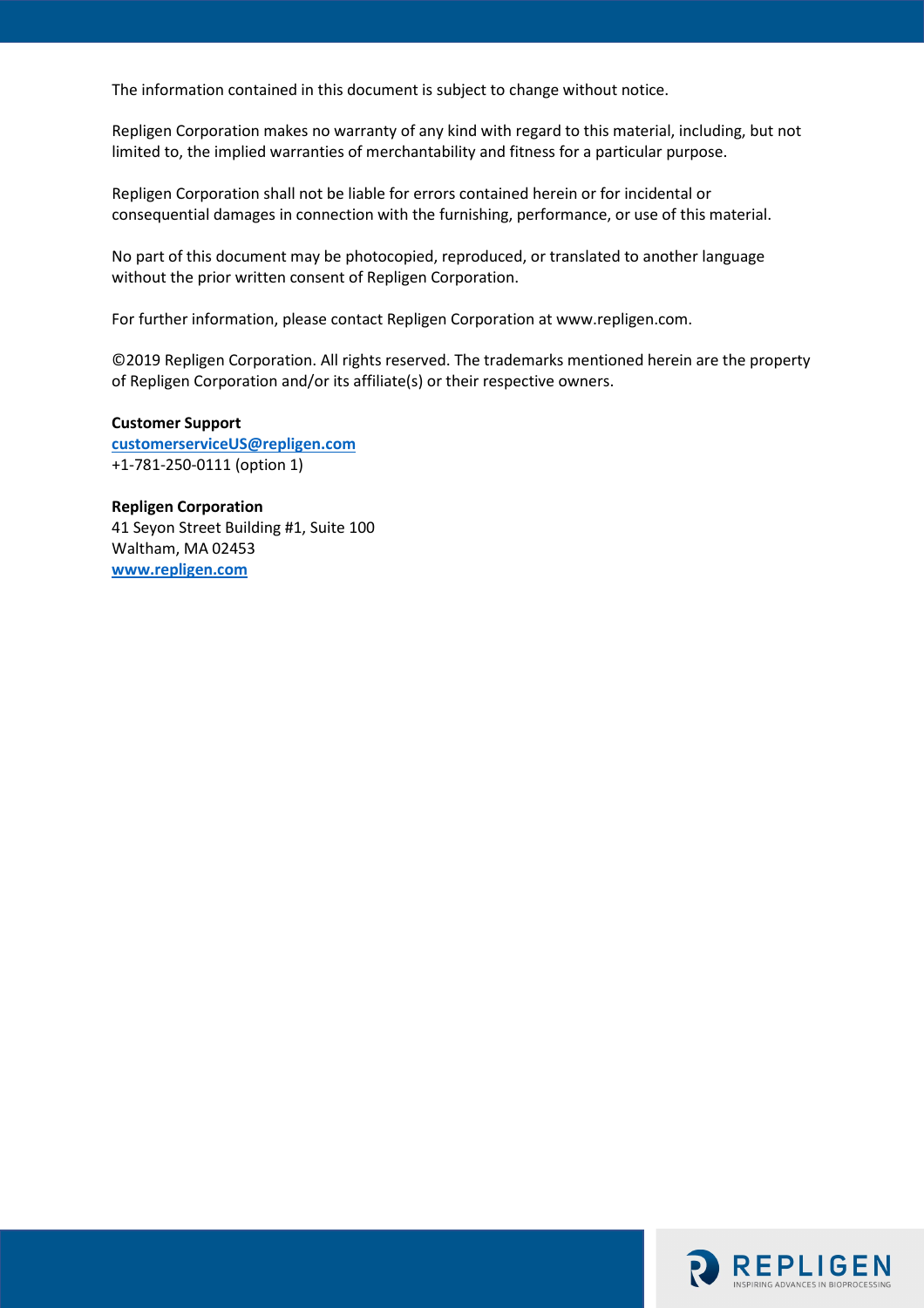The information contained in this document is subject to change without notice.

Repligen Corporation makes no warranty of any kind with regard to this material, including, but not limited to, the implied warranties of merchantability and fitness for a particular purpose.

Repligen Corporation shall not be liable for errors contained herein or for incidental or consequential damages in connection with the furnishing, performance, or use of this material.

No part of this document may be photocopied, reproduced, or translated to another language without the prior written consent of Repligen Corporation.

For further information, please contact Repligen Corporation at www.repligen.com.

©2019 Repligen Corporation. All rights reserved. The trademarks mentioned herein are the property of Repligen Corporation and/or its affiliate(s) or their respective owners.

**Customer Support**
**customerserviceUS@repligen.com**
+1-781-250-0111 (option 1)

**Repligen Corporation**
41 Seyon Street Building #1, Suite 100
Waltham, MA 02453
**www.repligen.com**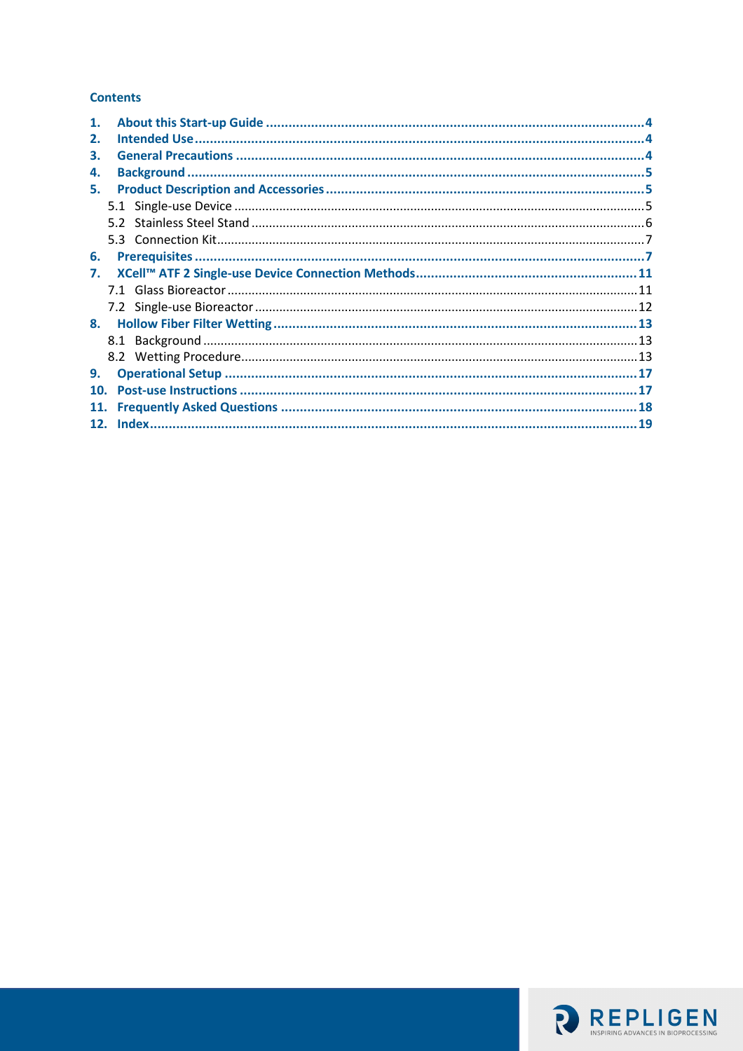## Contents

1. **About this Start-up Guide** .......... 4
2. **Intended Use** .......... 4
3. **General Precautions** .......... 4
4. **Background** .......... 5
5. **Product Description and Accessories** .......... 5
   - 5.1 Single-use Device .......... 5
   - 5.2 Stainless Steel Stand .......... 6
   - 5.3 Connection Kit .......... 7
6. **Prerequisites** .......... 7
7. **XCell™ ATF 2 Single-use Device Connection Methods** .......... 11
   - 7.1 Glass Bioreactor .......... 11
   - 7.2 Single-use Bioreactor .......... 12
8. **Hollow Fiber Filter Wetting** .......... 13
   - 8.1 Background .......... 13
   - 8.2 Wetting Procedure .......... 13
9. **Operational Setup** .......... 17
10. **Post-use Instructions** .......... 17
11. **Frequently Asked Questions** .......... 18
12. **Index** .......... 19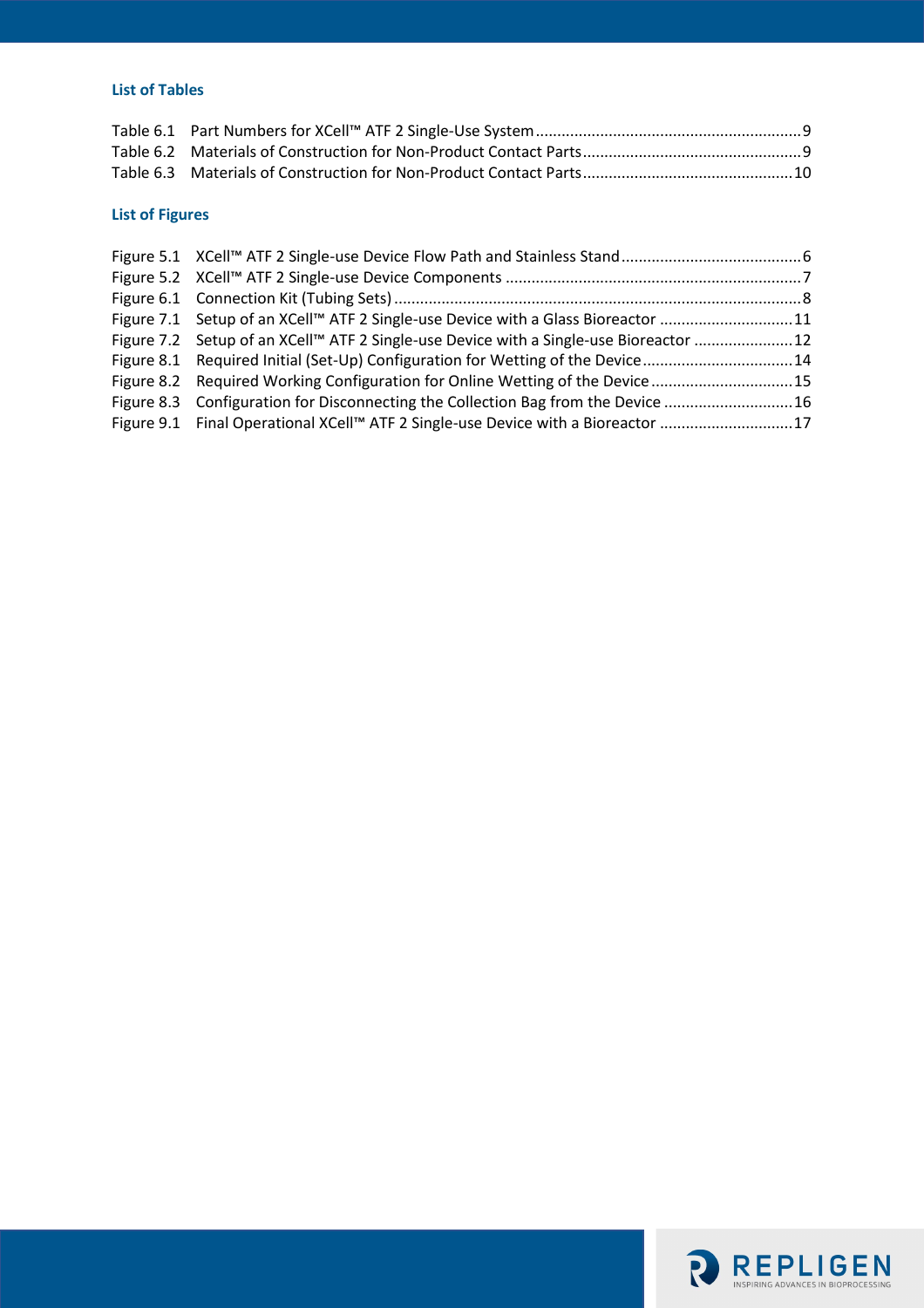## List of Tables

Table 6.1 Part Numbers for XCell™ ATF 2 Single-Use System ............................................................. 9
Table 6.2 Materials of Construction for Non-Product Contact Parts .................................................. 9
Table 6.3 Materials of Construction for Non-Product Contact Parts ................................................ 10

## List of Figures

Figure 5.1 XCell™ ATF 2 Single-use Device Flow Path and Stainless Stand ......................................... 6
Figure 5.2 XCell™ ATF 2 Single-use Device Components .................................................................... 7
Figure 6.1 Connection Kit (Tubing Sets) .............................................................................................. 8
Figure 7.1 Setup of an XCell™ ATF 2 Single-use Device with a Glass Bioreactor .............................. 11
Figure 7.2 Setup of an XCell™ ATF 2 Single-use Device with a Single-use Bioreactor ....................... 12
Figure 8.1 Required Initial (Set-Up) Configuration for Wetting of the Device .................................. 14
Figure 8.2 Required Working Configuration for Online Wetting of the Device ................................ 15
Figure 8.3 Configuration for Disconnecting the Collection Bag from the Device ............................. 16
Figure 9.1 Final Operational XCell™ ATF 2 Single-use Device with a Bioreactor .............................. 17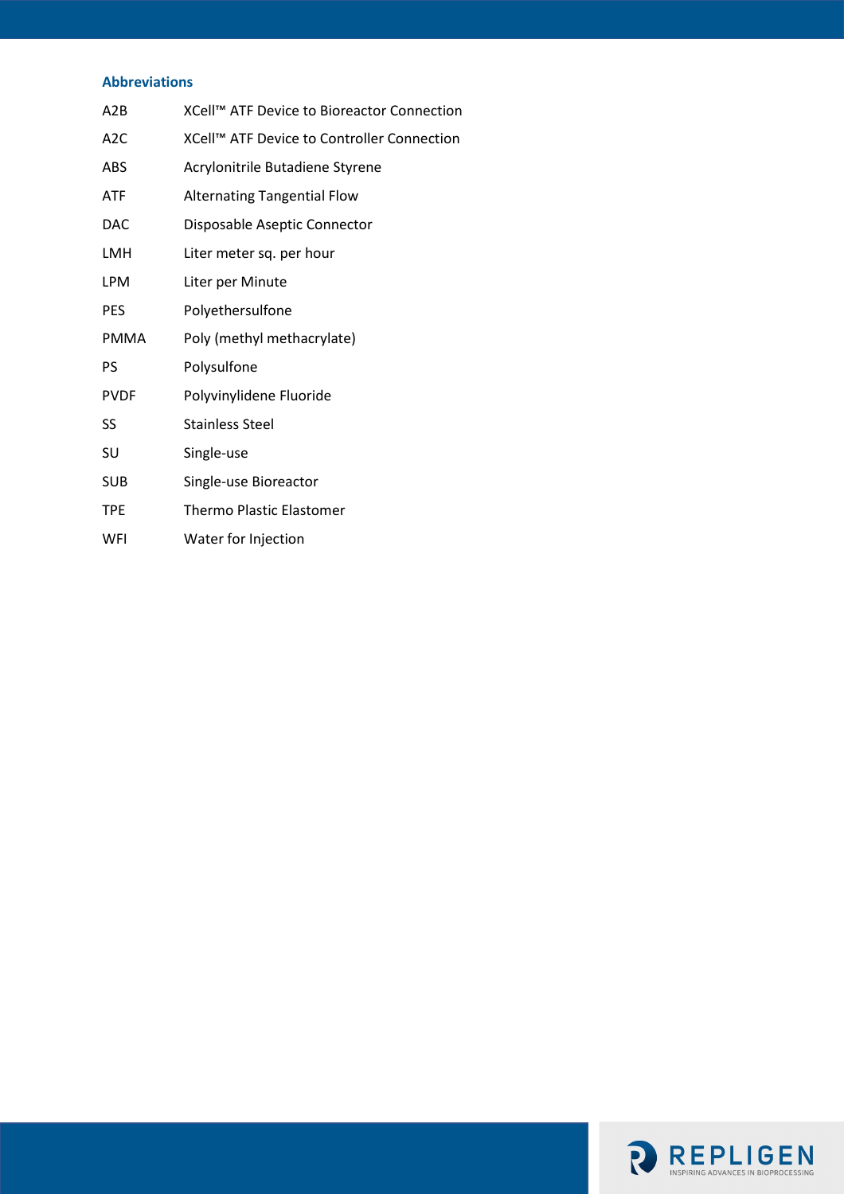## Abbreviations

| | |
|---|---|
| A2B | XCell™ ATF Device to Bioreactor Connection |
| A2C | XCell™ ATF Device to Controller Connection |
| ABS | Acrylonitrile Butadiene Styrene |
| ATF | Alternating Tangential Flow |
| DAC | Disposable Aseptic Connector |
| LMH | Liter meter sq. per hour |
| LPM | Liter per Minute |
| PES | Polyethersulfone |
| PMMA | Poly (methyl methacrylate) |
| PS | Polysulfone |
| PVDF | Polyvinylidene Fluoride |
| SS | Stainless Steel |
| SU | Single-use |
| SUB | Single-use Bioreactor |
| TPE | Thermo Plastic Elastomer |
| WFI | Water for Injection |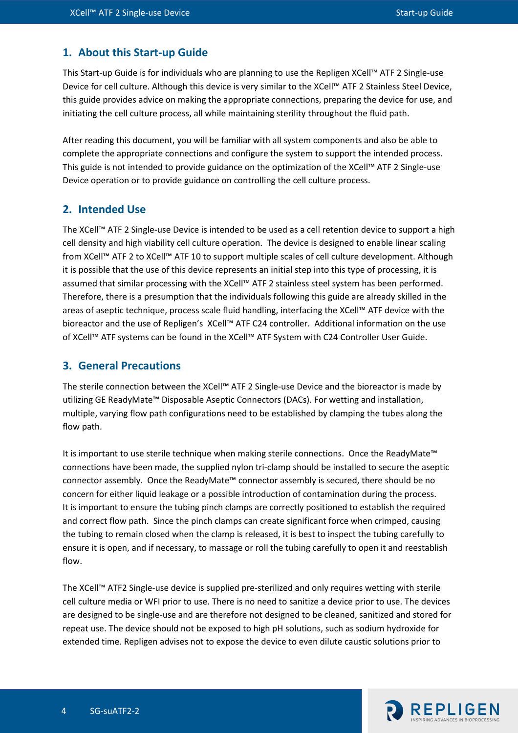## 1. About this Start-up Guide

This Start-up Guide is for individuals who are planning to use the Repligen XCell™ ATF 2 Single-use Device for cell culture. Although this device is very similar to the XCell™ ATF 2 Stainless Steel Device, this guide provides advice on making the appropriate connections, preparing the device for use, and initiating the cell culture process, all while maintaining sterility throughout the fluid path.

After reading this document, you will be familiar with all system components and also be able to complete the appropriate connections and configure the system to support the intended process. This guide is not intended to provide guidance on the optimization of the XCell™ ATF 2 Single-use Device operation or to provide guidance on controlling the cell culture process.

## 2. Intended Use

The XCell™ ATF 2 Single-use Device is intended to be used as a cell retention device to support a high cell density and high viability cell culture operation. The device is designed to enable linear scaling from XCell™ ATF 2 to XCell™ ATF 10 to support multiple scales of cell culture development. Although it is possible that the use of this device represents an initial step into this type of processing, it is assumed that similar processing with the XCell™ ATF 2 stainless steel system has been performed. Therefore, there is a presumption that the individuals following this guide are already skilled in the areas of aseptic technique, process scale fluid handling, interfacing the XCell™ ATF device with the bioreactor and the use of Repligen's XCell™ ATF C24 controller. Additional information on the use of XCell™ ATF systems can be found in the XCell™ ATF System with C24 Controller User Guide.

## 3. General Precautions

The sterile connection between the XCell™ ATF 2 Single-use Device and the bioreactor is made by utilizing GE ReadyMate™ Disposable Aseptic Connectors (DACs). For wetting and installation, multiple, varying flow path configurations need to be established by clamping the tubes along the flow path.

It is important to use sterile technique when making sterile connections. Once the ReadyMate™ connections have been made, the supplied nylon tri-clamp should be installed to secure the aseptic connector assembly. Once the ReadyMate™ connector assembly is secured, there should be no concern for either liquid leakage or a possible introduction of contamination during the process. It is important to ensure the tubing pinch clamps are correctly positioned to establish the required and correct flow path. Since the pinch clamps can create significant force when crimped, causing the tubing to remain closed when the clamp is released, it is best to inspect the tubing carefully to ensure it is open, and if necessary, to massage or roll the tubing carefully to open it and reestablish flow.

The XCell™ ATF2 Single-use device is supplied pre-sterilized and only requires wetting with sterile cell culture media or WFI prior to use. There is no need to sanitize a device prior to use. The devices are designed to be single-use and are therefore not designed to be cleaned, sanitized and stored for repeat use. The device should not be exposed to high pH solutions, such as sodium hydroxide for extended time. Repligen advises not to expose the device to even dilute caustic solutions prior to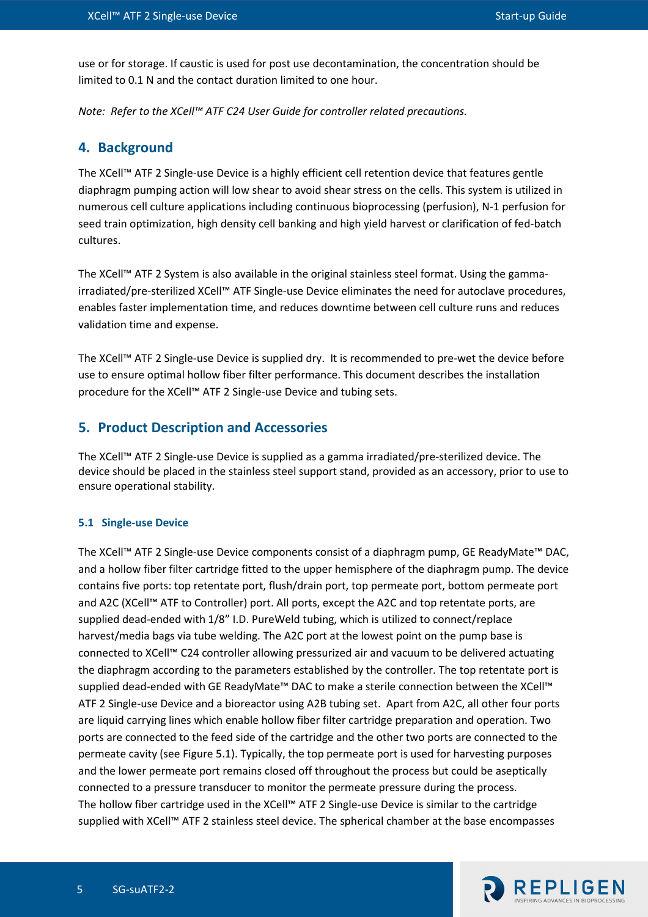use or for storage. If caustic is used for post use decontamination, the concentration should be limited to 0.1 N and the contact duration limited to one hour.

*Note: Refer to the XCell™ ATF C24 User Guide for controller related precautions.*

## 4. Background

The XCell™ ATF 2 Single-use Device is a highly efficient cell retention device that features gentle diaphragm pumping action will low shear to avoid shear stress on the cells. This system is utilized in numerous cell culture applications including continuous bioprocessing (perfusion), N-1 perfusion for seed train optimization, high density cell banking and high yield harvest or clarification of fed-batch cultures.

The XCell™ ATF 2 System is also available in the original stainless steel format. Using the gamma-irradiated/pre-sterilized XCell™ ATF Single-use Device eliminates the need for autoclave procedures, enables faster implementation time, and reduces downtime between cell culture runs and reduces validation time and expense.

The XCell™ ATF 2 Single-use Device is supplied dry. It is recommended to pre-wet the device before use to ensure optimal hollow fiber filter performance. This document describes the installation procedure for the XCell™ ATF 2 Single-use Device and tubing sets.

## 5. Product Description and Accessories

The XCell™ ATF 2 Single-use Device is supplied as a gamma irradiated/pre-sterilized device. The device should be placed in the stainless steel support stand, provided as an accessory, prior to use to ensure operational stability.

### 5.1 Single-use Device

The XCell™ ATF 2 Single-use Device components consist of a diaphragm pump, GE ReadyMate™ DAC, and a hollow fiber filter cartridge fitted to the upper hemisphere of the diaphragm pump. The device contains five ports: top retentate port, flush/drain port, top permeate port, bottom permeate port and A2C (XCell™ ATF to Controller) port. All ports, except the A2C and top retentate ports, are supplied dead-ended with 1/8" I.D. PureWeld tubing, which is utilized to connect/replace harvest/media bags via tube welding. The A2C port at the lowest point on the pump base is connected to XCell™ C24 controller allowing pressurized air and vacuum to be delivered actuating the diaphragm according to the parameters established by the controller. The top retentate port is supplied dead-ended with GE ReadyMate™ DAC to make a sterile connection between the XCell™ ATF 2 Single-use Device and a bioreactor using A2B tubing set. Apart from A2C, all other four ports are liquid carrying lines which enable hollow fiber filter cartridge preparation and operation. Two ports are connected to the feed side of the cartridge and the other two ports are connected to the permeate cavity (see Figure 5.1). Typically, the top permeate port is used for harvesting purposes and the lower permeate port remains closed off throughout the process but could be aseptically connected to a pressure transducer to monitor the permeate pressure during the process.
The hollow fiber cartridge used in the XCell™ ATF 2 Single-use Device is similar to the cartridge supplied with XCell™ ATF 2 stainless steel device. The spherical chamber at the base encompasses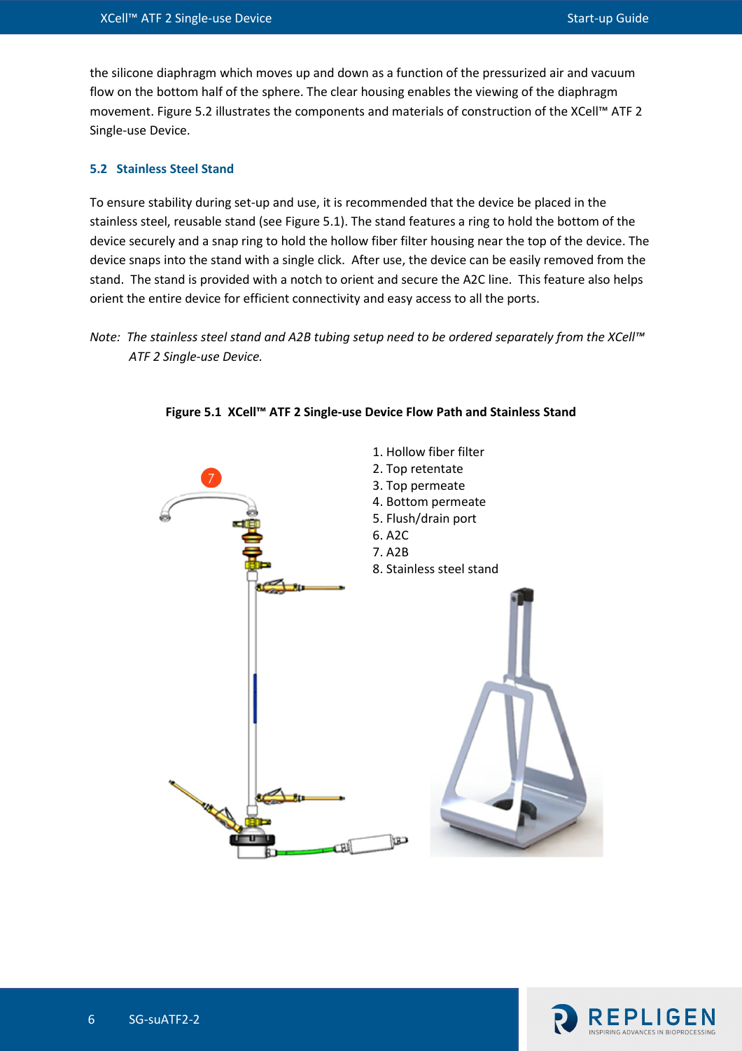the silicone diaphragm which moves up and down as a function of the pressurized air and vacuum flow on the bottom half of the sphere. The clear housing enables the viewing of the diaphragm movement. Figure 5.2 illustrates the components and materials of construction of the XCell™ ATF 2 Single-use Device.

## 5.2 Stainless Steel Stand

To ensure stability during set-up and use, it is recommended that the device be placed in the stainless steel, reusable stand (see Figure 5.1). The stand features a ring to hold the bottom of the device securely and a snap ring to hold the hollow fiber filter housing near the top of the device. The device snaps into the stand with a single click. After use, the device can be easily removed from the stand. The stand is provided with a notch to orient and secure the A2C line. This feature also helps orient the entire device for efficient connectivity and easy access to all the ports.

*Note: The stainless steel stand and A2B tubing setup need to be ordered separately from the XCell™ ATF 2 Single-use Device.*

**Figure 5.1 XCell™ ATF 2 Single-use Device Flow Path and Stainless Stand**

1. Hollow fiber filter
2. Top retentate
3. Top permeate
4. Bottom permeate
5. Flush/drain port
6. A2C
7. A2B
8. Stainless steel stand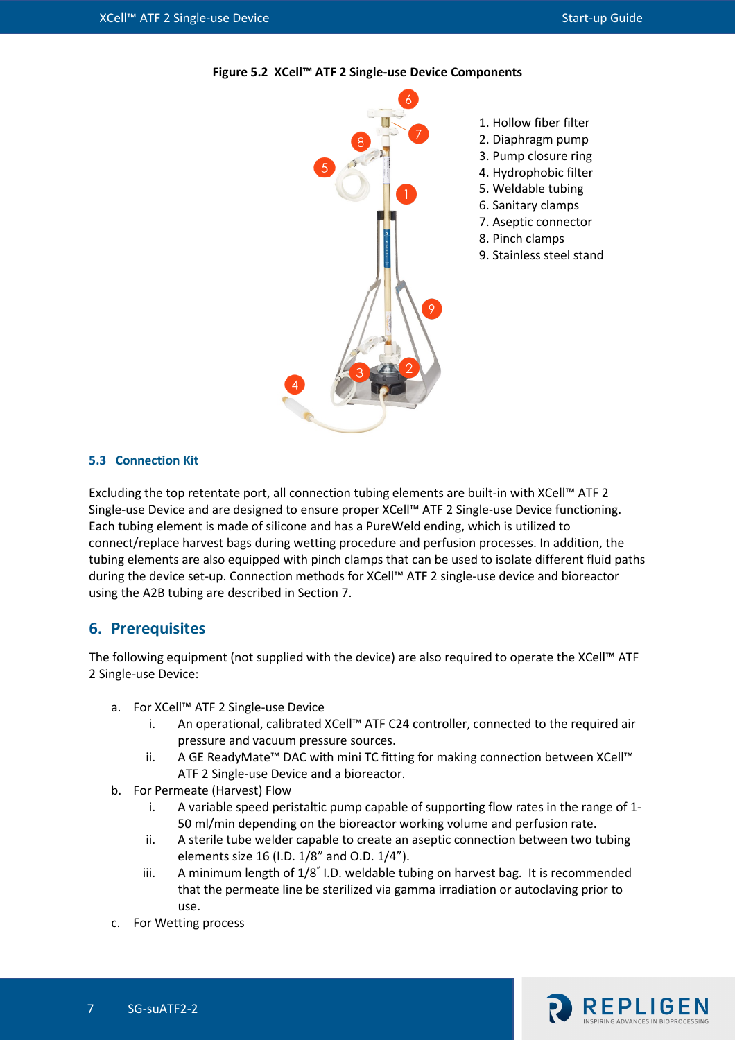**Figure 5.2 XCell™ ATF 2 Single-use Device Components**

1. Hollow fiber filter
2. Diaphragm pump
3. Pump closure ring
4. Hydrophobic filter
5. Weldable tubing
6. Sanitary clamps
7. Aseptic connector
8. Pinch clamps
9. Stainless steel stand

### 5.3 Connection Kit

Excluding the top retentate port, all connection tubing elements are built-in with XCell™ ATF 2 Single-use Device and are designed to ensure proper XCell™ ATF 2 Single-use Device functioning. Each tubing element is made of silicone and has a PureWeld ending, which is utilized to connect/replace harvest bags during wetting procedure and perfusion processes. In addition, the tubing elements are also equipped with pinch clamps that can be used to isolate different fluid paths during the device set-up. Connection methods for XCell™ ATF 2 single-use device and bioreactor using the A2B tubing are described in Section 7.

## 6. Prerequisites

The following equipment (not supplied with the device) are also required to operate the XCell™ ATF 2 Single-use Device:

a. For XCell™ ATF 2 Single-use Device
   i. An operational, calibrated XCell™ ATF C24 controller, connected to the required air pressure and vacuum pressure sources.
   ii. A GE ReadyMate™ DAC with mini TC fitting for making connection between XCell™ ATF 2 Single-use Device and a bioreactor.
b. For Permeate (Harvest) Flow
   i. A variable speed peristaltic pump capable of supporting flow rates in the range of 1-50 ml/min depending on the bioreactor working volume and perfusion rate.
   ii. A sterile tube welder capable to create an aseptic connection between two tubing elements size 16 (I.D. 1/8" and O.D. 1/4").
   iii. A minimum length of 1/8" I.D. weldable tubing on harvest bag. It is recommended that the permeate line be sterilized via gamma irradiation or autoclaving prior to use.
c. For Wetting process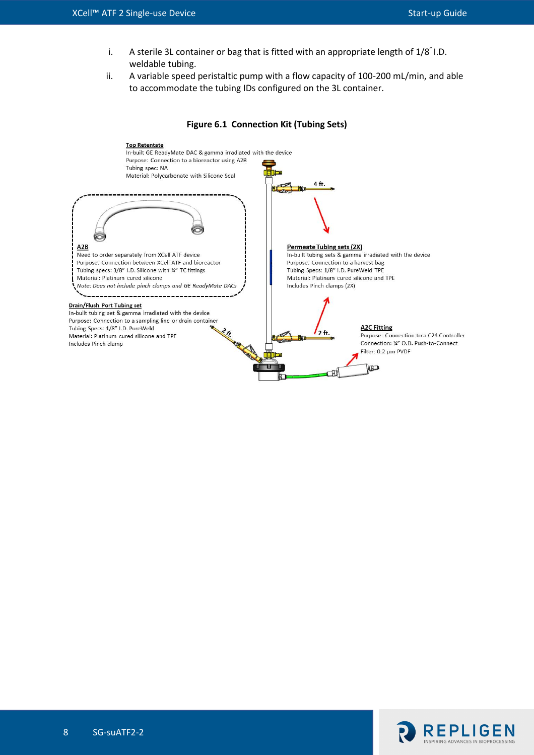i. A sterile 3L container or bag that is fitted with an appropriate length of 1/8″ I.D. weldable tubing.

ii. A variable speed peristaltic pump with a flow capacity of 100-200 mL/min, and able to accommodate the tubing IDs configured on the 3L container.

**Figure 6.1 Connection Kit (Tubing Sets)**

**Top Retentate**
In-built GE ReadyMate DAC & gamma irradiated with the device
Purpose: Connection to a bioreactor using A2B
Tubing spec: NA
Material: Polycarbonate with Silicone Seal

**A2B**
Need to order separately from XCell ATF device
Purpose: Connection between XCell ATF and bioreactor
Tubing specs: 3/8″ I.D. Silicone with ¾″ TC fittings
Material: Platinum cured silicone
*Note: Does not include pinch clamps and GE ReadyMate DACs*

**Permeate Tubing sets (2X)**
In-built tubing sets & gamma irradiated with the device
Purpose: Connection to a harvest bag
Tubing Specs: 1/8″ I.D. PureWeld TPE
Material: Platinum cured silicone and TPE
Includes Pinch clamps (2X)

4 ft.

2 ft.

**Drain/Flush Port Tubing set**
In-built tubing set & gamma irradiated with the device
Purpose: Connection to a sampling line or drain container
Tubing Specs: 1/8″ I.D. PureWeld
Material: Platinum cured silicone and TPE
Includes Pinch clamp

2 ft.

**A2C Fitting**
Purpose: Connection to a C24 Controller
Connection: ¼″ O.D. Push-to-Connect
Filter: 0.2 µm PVDF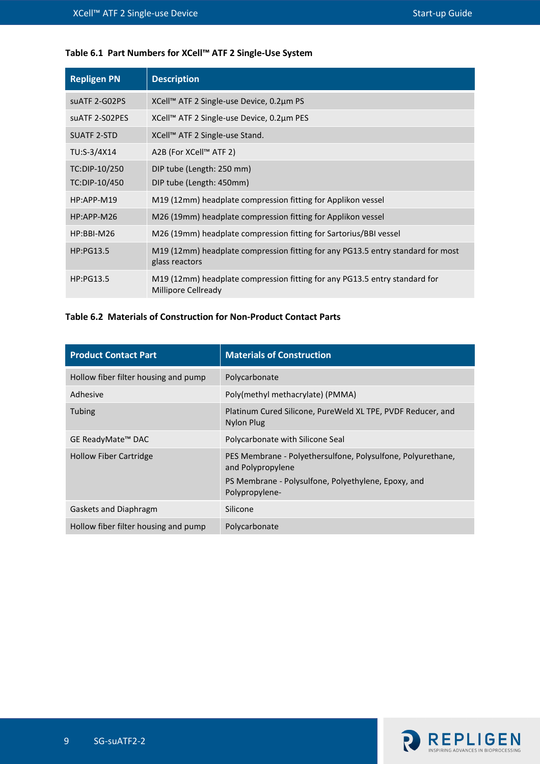**Table 6.1 Part Numbers for XCell™ ATF 2 Single-Use System**

| Repligen PN | Description |
|---|---|
| suATF 2-G02PS | XCell™ ATF 2 Single-use Device, 0.2µm PS |
| suATF 2-S02PES | XCell™ ATF 2 Single-use Device, 0.2µm PES |
| SUATF 2-STD | XCell™ ATF 2 Single-use Stand. |
| TU:S-3/4X14 | A2B (For XCell™ ATF 2) |
| TC:DIP-10/250<br>TC:DIP-10/450 | DIP tube (Length: 250 mm)<br>DIP tube (Length: 450mm) |
| HP:APP-M19 | M19 (12mm) headplate compression fitting for Applikon vessel |
| HP:APP-M26 | M26 (19mm) headplate compression fitting for Applikon vessel |
| HP:BBI-M26 | M26 (19mm) headplate compression fitting for Sartorius/BBI vessel |
| HP:PG13.5 | M19 (12mm) headplate compression fitting for any PG13.5 entry standard for most glass reactors |
| HP:PG13.5 | M19 (12mm) headplate compression fitting for any PG13.5 entry standard for Millipore Cellready |

**Table 6.2 Materials of Construction for Non-Product Contact Parts**

| Product Contact Part | Materials of Construction |
|---|---|
| Hollow fiber filter housing and pump | Polycarbonate |
| Adhesive | Poly(methyl methacrylate) (PMMA) |
| Tubing | Platinum Cured Silicone, PureWeld XL TPE, PVDF Reducer, and Nylon Plug |
| GE ReadyMate™ DAC | Polycarbonate with Silicone Seal |
| Hollow Fiber Cartridge | PES Membrane - Polyethersulfone, Polysulfone, Polyurethane, and Polypropylene<br>PS Membrane - Polysulfone, Polyethylene, Epoxy, and Polypropylene- |
| Gaskets and Diaphragm | Silicone |
| Hollow fiber filter housing and pump | Polycarbonate |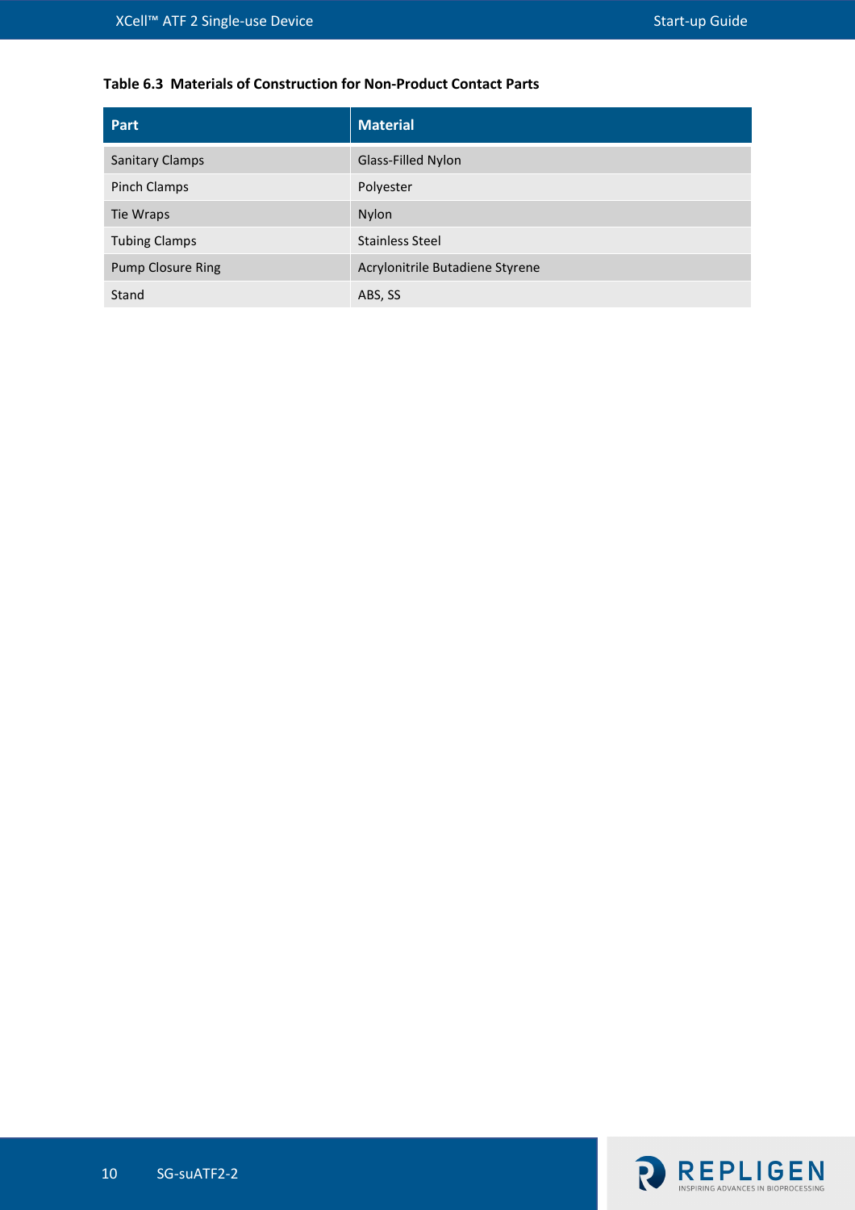**Table 6.3 Materials of Construction for Non-Product Contact Parts**

| Part | Material |
|---|---|
| Sanitary Clamps | Glass-Filled Nylon |
| Pinch Clamps | Polyester |
| Tie Wraps | Nylon |
| Tubing Clamps | Stainless Steel |
| Pump Closure Ring | Acrylonitrile Butadiene Styrene |
| Stand | ABS, SS |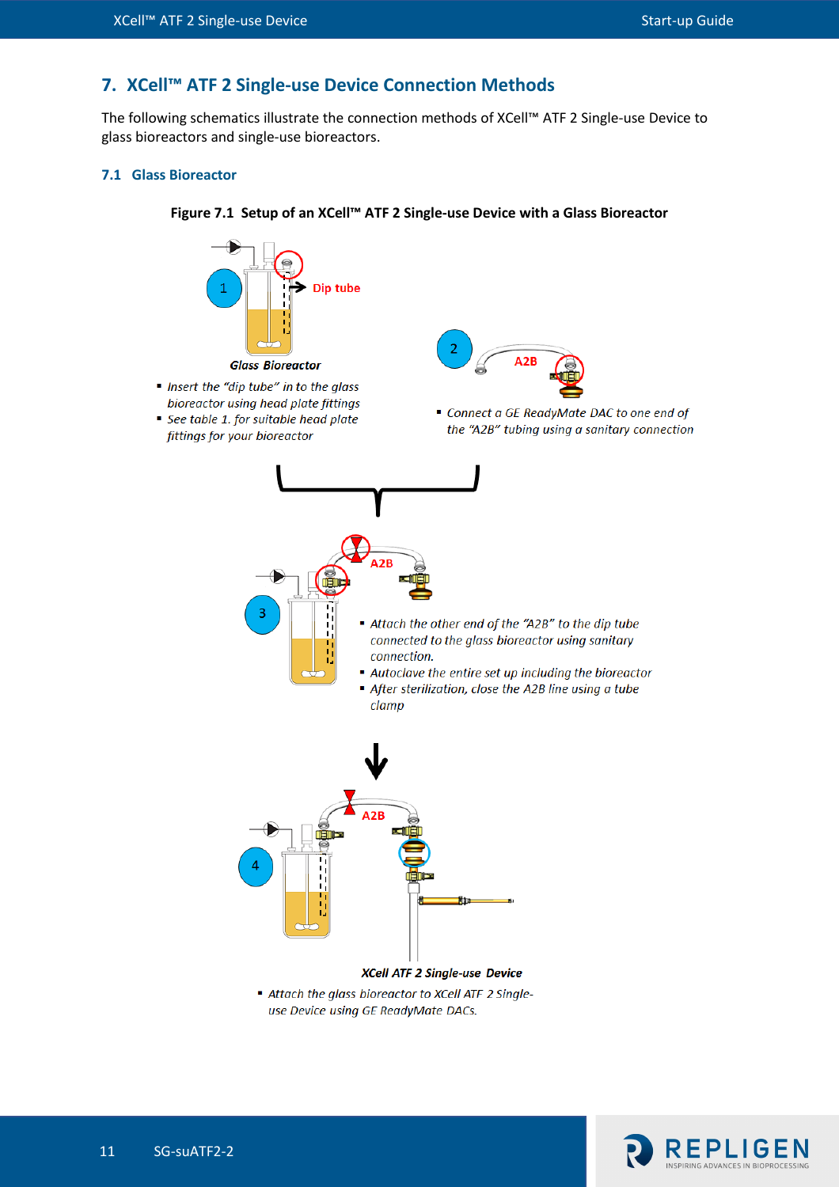## 7. XCell™ ATF 2 Single-use Device Connection Methods

The following schematics illustrate the connection methods of XCell™ ATF 2 Single-use Device to glass bioreactors and single-use bioreactors.

### 7.1 Glass Bioreactor

**Figure 7.1 Setup of an XCell™ ATF 2 Single-use Device with a Glass Bioreactor**

1 — Dip tube — *Glass Bioreactor*

- *Insert the "dip tube" in to the glass bioreactor using head plate fittings*
- *See table 1. for suitable head plate fittings for your bioreactor*

2 — A2B

- *Connect a GE ReadyMate DAC to one end of the "A2B" tubing using a sanitary connection*

3 — A2B

- *Attach the other end of the "A2B" to the dip tube connected to the glass bioreactor using sanitary connection.*
- *Autoclave the entire set up including the bioreactor*
- *After sterilization, close the A2B line using a tube clamp*

4 — A2B — *XCell ATF 2 Single-use Device*

- *Attach the glass bioreactor to XCell ATF 2 Single-use Device using GE ReadyMate DACs.*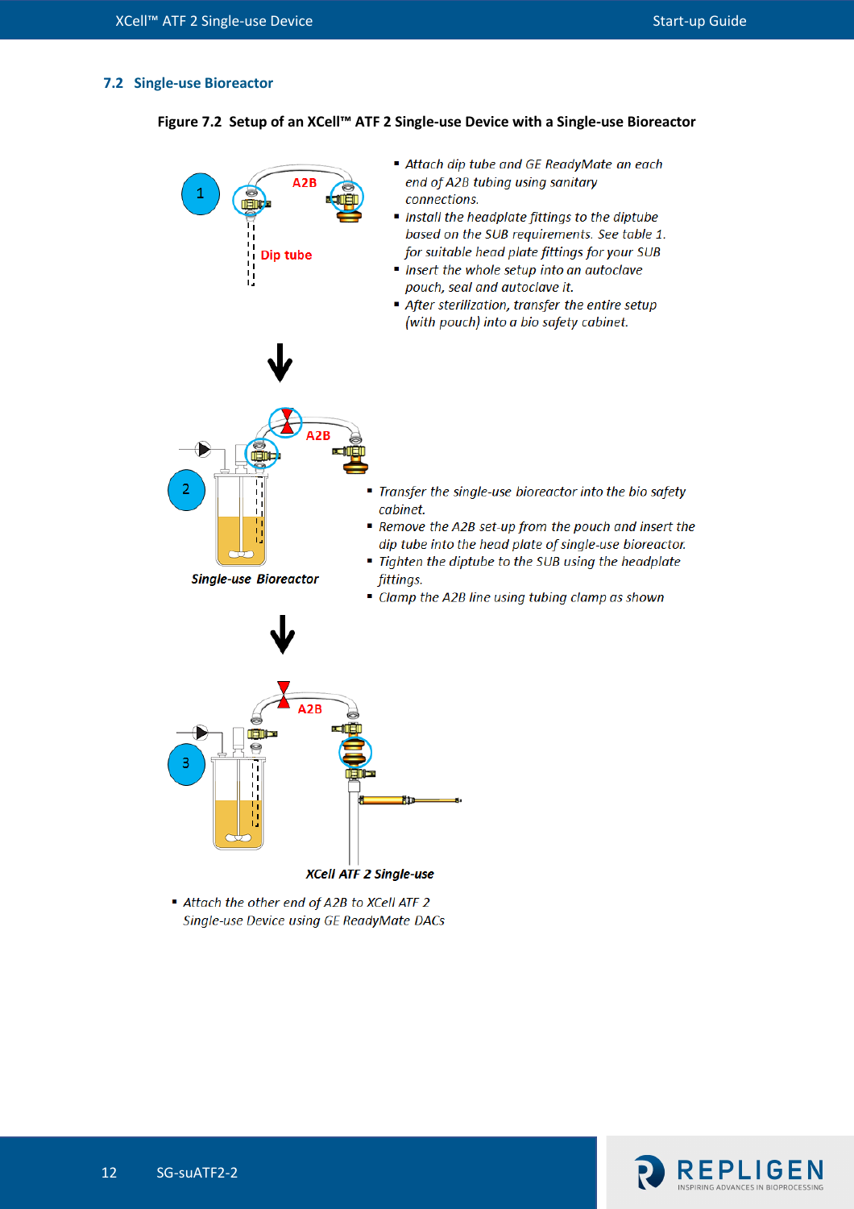## 7.2 Single-use Bioreactor

**Figure 7.2 Setup of an XCell™ ATF 2 Single-use Device with a Single-use Bioreactor**

1

- *Attach dip tube and GE ReadyMate on each end of A2B tubing using sanitary connections.*
- *Install the headplate fittings to the diptube based on the SUB requirements. See table 1. for suitable head plate fittings for your SUB*
- *Insert the whole setup into an autoclave pouch, seal and autoclave it.*
- *After sterilization, transfer the entire setup (with pouch) into a bio safety cabinet.*

2

- *Transfer the single-use bioreactor into the bio safety cabinet.*
- *Remove the A2B set-up from the pouch and insert the dip tube into the head plate of single-use bioreactor.*
- *Tighten the diptube to the SUB using the headplate fittings.*
- *Clamp the A2B line using tubing clamp as shown*

3

- *Attach the other end of A2B to XCell ATF 2 Single-use Device using GE ReadyMate DACs*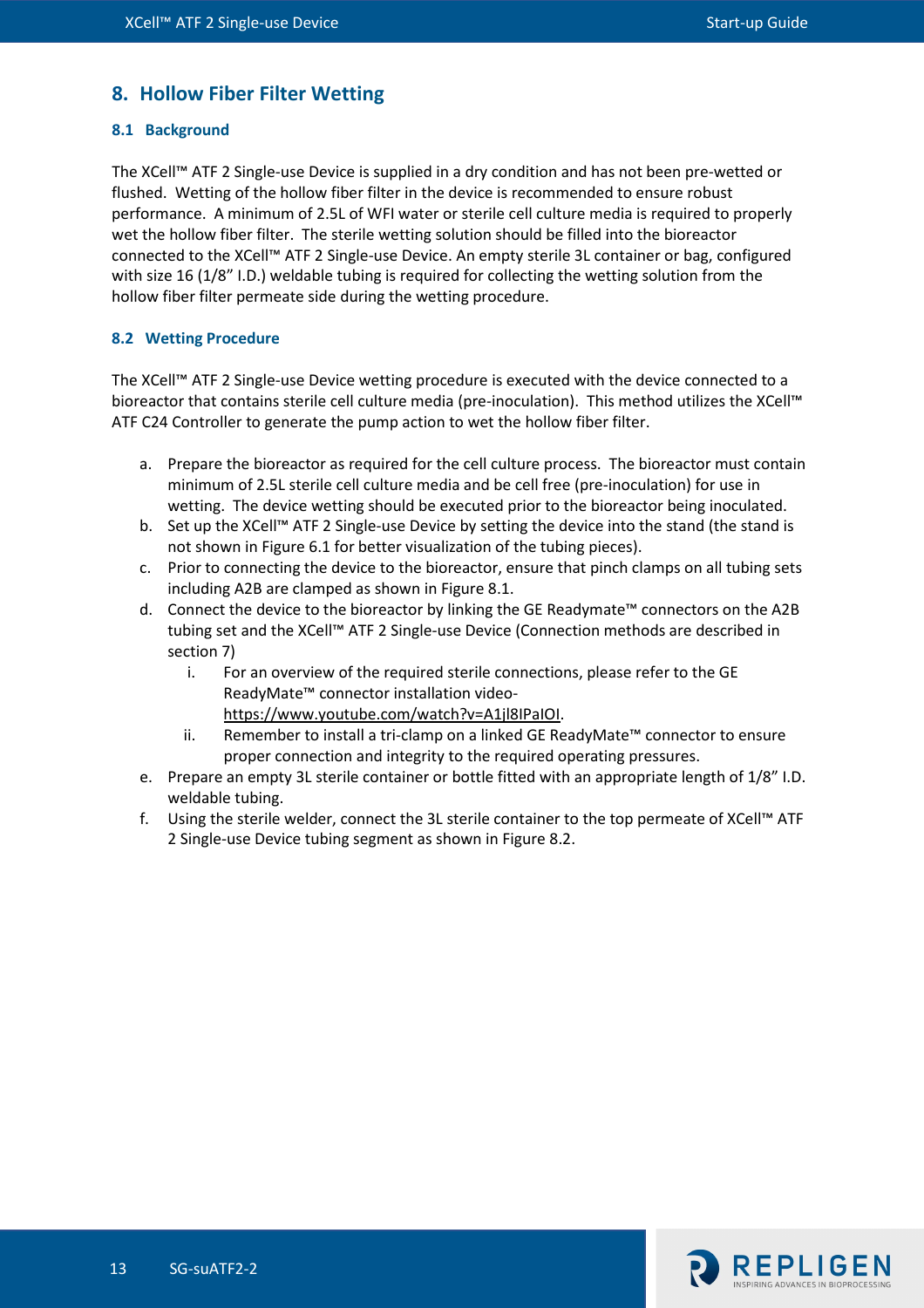# 8. Hollow Fiber Filter Wetting

## 8.1 Background

The XCell™ ATF 2 Single-use Device is supplied in a dry condition and has not been pre-wetted or flushed. Wetting of the hollow fiber filter in the device is recommended to ensure robust performance. A minimum of 2.5L of WFI water or sterile cell culture media is required to properly wet the hollow fiber filter. The sterile wetting solution should be filled into the bioreactor connected to the XCell™ ATF 2 Single-use Device. An empty sterile 3L container or bag, configured with size 16 (1/8" I.D.) weldable tubing is required for collecting the wetting solution from the hollow fiber filter permeate side during the wetting procedure.

## 8.2 Wetting Procedure

The XCell™ ATF 2 Single-use Device wetting procedure is executed with the device connected to a bioreactor that contains sterile cell culture media (pre-inoculation). This method utilizes the XCell™ ATF C24 Controller to generate the pump action to wet the hollow fiber filter.

a. Prepare the bioreactor as required for the cell culture process. The bioreactor must contain minimum of 2.5L sterile cell culture media and be cell free (pre-inoculation) for use in wetting. The device wetting should be executed prior to the bioreactor being inoculated.

b. Set up the XCell™ ATF 2 Single-use Device by setting the device into the stand (the stand is not shown in Figure 6.1 for better visualization of the tubing pieces).

c. Prior to connecting the device to the bioreactor, ensure that pinch clamps on all tubing sets including A2B are clamped as shown in Figure 8.1.

d. Connect the device to the bioreactor by linking the GE Readymate™ connectors on the A2B tubing set and the XCell™ ATF 2 Single-use Device (Connection methods are described in section 7)

   i. For an overview of the required sterile connections, please refer to the GE ReadyMate™ connector installation video- https://www.youtube.com/watch?v=A1jl8IPaIOI.

   ii. Remember to install a tri-clamp on a linked GE ReadyMate™ connector to ensure proper connection and integrity to the required operating pressures.

e. Prepare an empty 3L sterile container or bottle fitted with an appropriate length of 1/8" I.D. weldable tubing.

f. Using the sterile welder, connect the 3L sterile container to the top permeate of XCell™ ATF 2 Single-use Device tubing segment as shown in Figure 8.2.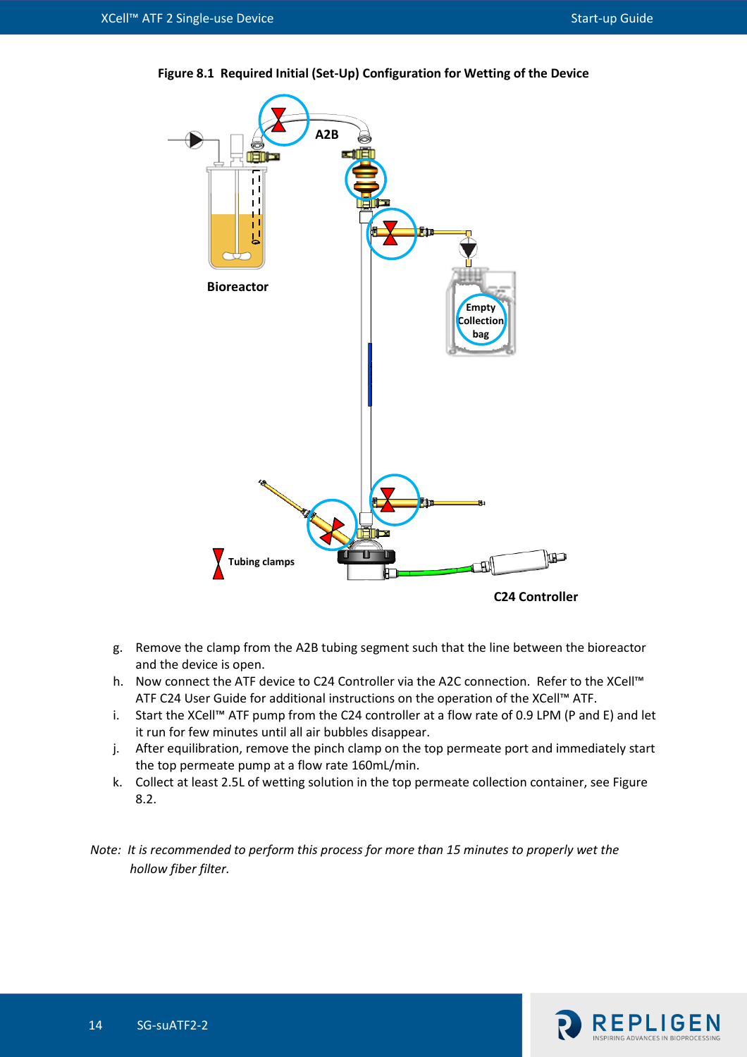**Figure 8.1 Required Initial (Set-Up) Configuration for Wetting of the Device**

g. Remove the clamp from the A2B tubing segment such that the line between the bioreactor and the device is open.
h. Now connect the ATF device to C24 Controller via the A2C connection. Refer to the XCell™ ATF C24 User Guide for additional instructions on the operation of the XCell™ ATF.
i. Start the XCell™ ATF pump from the C24 controller at a flow rate of 0.9 LPM (P and E) and let it run for few minutes until all air bubbles disappear.
j. After equilibration, remove the pinch clamp on the top permeate port and immediately start the top permeate pump at a flow rate 160mL/min.
k. Collect at least 2.5L of wetting solution in the top permeate collection container, see Figure 8.2.

*Note: It is recommended to perform this process for more than 15 minutes to properly wet the hollow fiber filter.*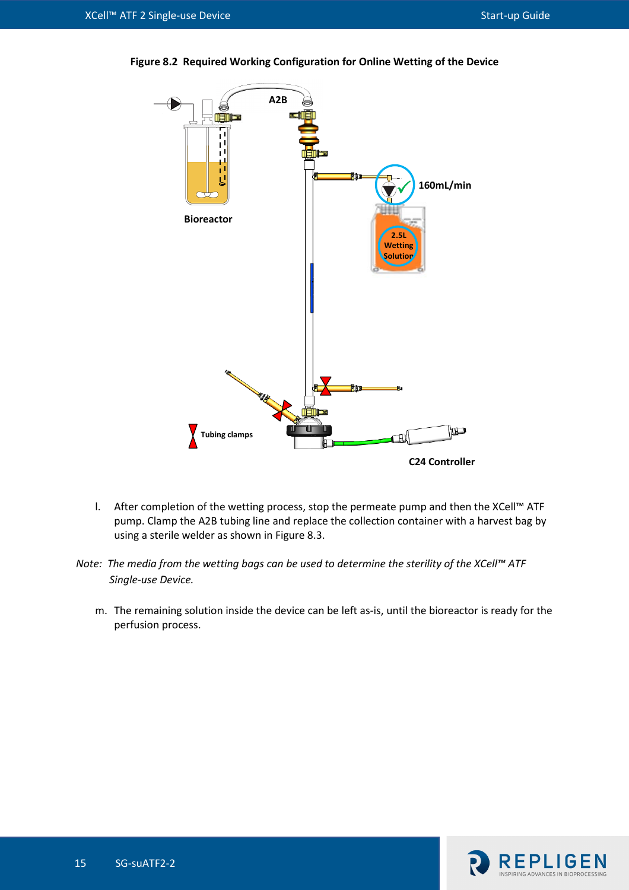**Figure 8.2 Required Working Configuration for Online Wetting of the Device**

l. After completion of the wetting process, stop the permeate pump and then the XCell™ ATF pump. Clamp the A2B tubing line and replace the collection container with a harvest bag by using a sterile welder as shown in Figure 8.3.

*Note: The media from the wetting bags can be used to determine the sterility of the XCell™ ATF Single-use Device.*

m. The remaining solution inside the device can be left as-is, until the bioreactor is ready for the perfusion process.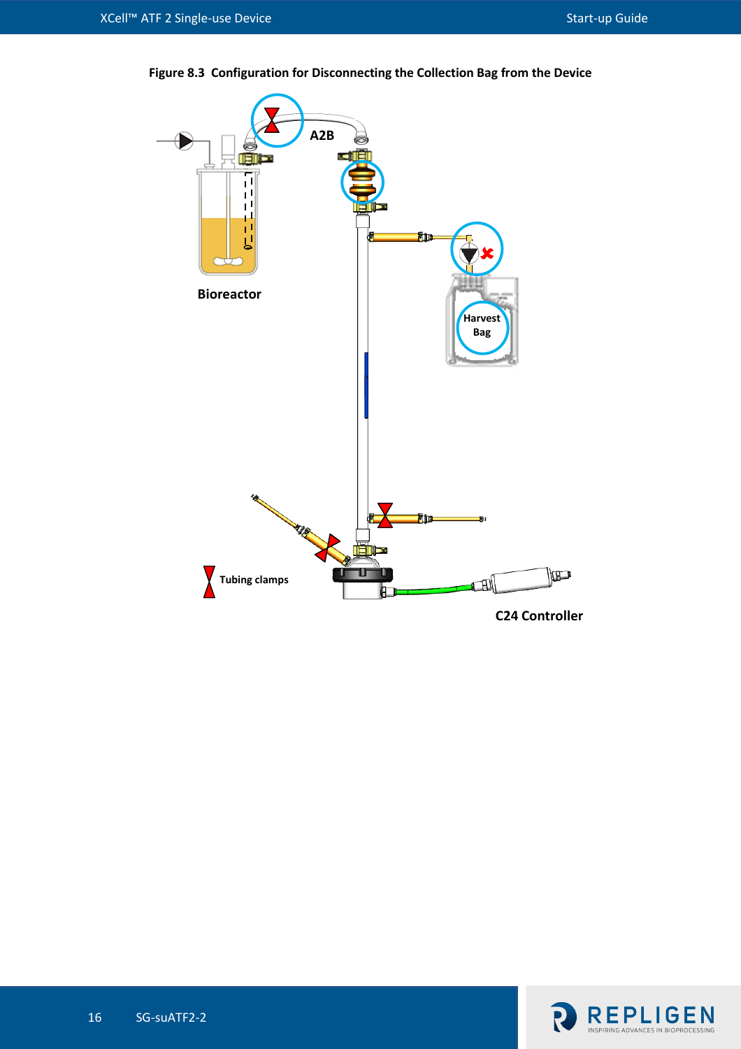**Figure 8.3 Configuration for Disconnecting the Collection Bag from the Device**

A2B

Bioreactor

Harvest Bag

Tubing clamps

C24 Controller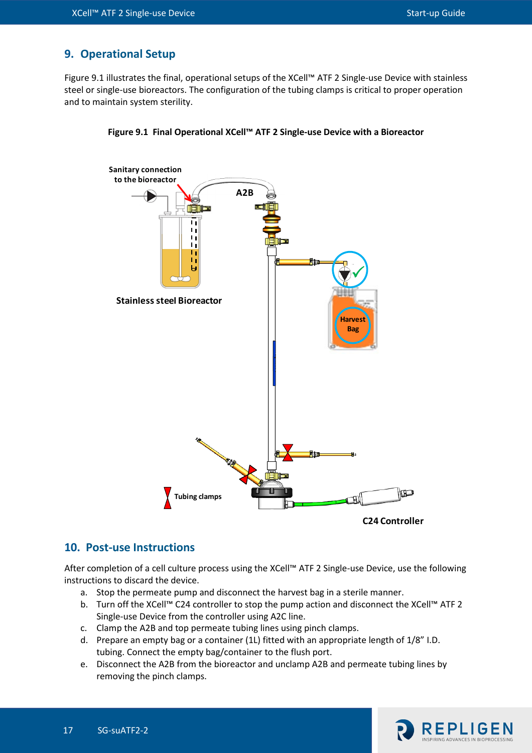## 9. Operational Setup

Figure 9.1 illustrates the final, operational setups of the XCell™ ATF 2 Single-use Device with stainless steel or single-use bioreactors. The configuration of the tubing clamps is critical to proper operation and to maintain system sterility.

**Figure 9.1 Final Operational XCell™ ATF 2 Single-use Device with a Bioreactor**

Sanitary connection to the bioreactor

A2B

Stainless steel Bioreactor

Harvest Bag

Tubing clamps

C24 Controller

## 10. Post-use Instructions

After completion of a cell culture process using the XCell™ ATF 2 Single-use Device, use the following instructions to discard the device.

a. Stop the permeate pump and disconnect the harvest bag in a sterile manner.
b. Turn off the XCell™ C24 controller to stop the pump action and disconnect the XCell™ ATF 2 Single-use Device from the controller using A2C line.
c. Clamp the A2B and top permeate tubing lines using pinch clamps.
d. Prepare an empty bag or a container (1L) fitted with an appropriate length of 1/8" I.D. tubing. Connect the empty bag/container to the flush port.
e. Disconnect the A2B from the bioreactor and unclamp A2B and permeate tubing lines by removing the pinch clamps.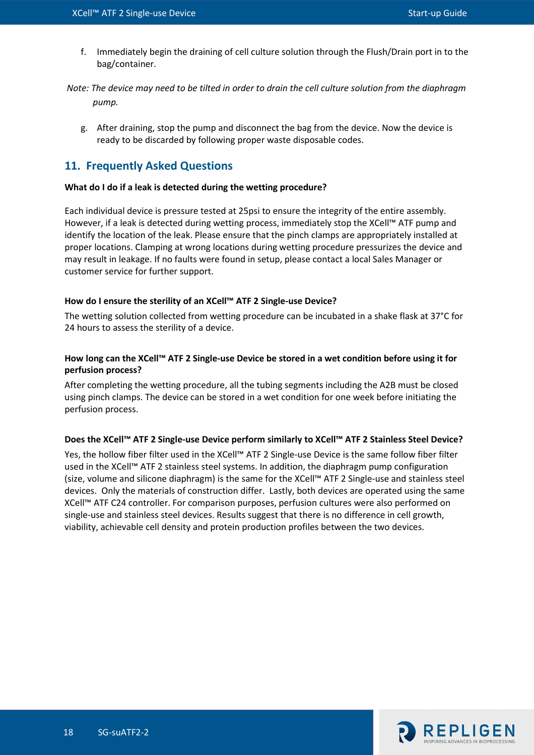f. Immediately begin the draining of cell culture solution through the Flush/Drain port in to the bag/container.

*Note: The device may need to be tilted in order to drain the cell culture solution from the diaphragm pump.*

g. After draining, stop the pump and disconnect the bag from the device. Now the device is ready to be discarded by following proper waste disposable codes.

## 11. Frequently Asked Questions

**What do I do if a leak is detected during the wetting procedure?**

Each individual device is pressure tested at 25psi to ensure the integrity of the entire assembly. However, if a leak is detected during wetting process, immediately stop the XCell™ ATF pump and identify the location of the leak. Please ensure that the pinch clamps are appropriately installed at proper locations. Clamping at wrong locations during wetting procedure pressurizes the device and may result in leakage. If no faults were found in setup, please contact a local Sales Manager or customer service for further support.

**How do I ensure the sterility of an XCell™ ATF 2 Single-use Device?**

The wetting solution collected from wetting procedure can be incubated in a shake flask at 37°C for 24 hours to assess the sterility of a device.

**How long can the XCell™ ATF 2 Single-use Device be stored in a wet condition before using it for perfusion process?**

After completing the wetting procedure, all the tubing segments including the A2B must be closed using pinch clamps. The device can be stored in a wet condition for one week before initiating the perfusion process.

**Does the XCell™ ATF 2 Single-use Device perform similarly to XCell™ ATF 2 Stainless Steel Device?**

Yes, the hollow fiber filter used in the XCell™ ATF 2 Single-use Device is the same follow fiber filter used in the XCell™ ATF 2 stainless steel systems. In addition, the diaphragm pump configuration (size, volume and silicone diaphragm) is the same for the XCell™ ATF 2 Single-use and stainless steel devices. Only the materials of construction differ. Lastly, both devices are operated using the same XCell™ ATF C24 controller. For comparison purposes, perfusion cultures were also performed on single-use and stainless steel devices. Results suggest that there is no difference in cell growth, viability, achievable cell density and protein production profiles between the two devices.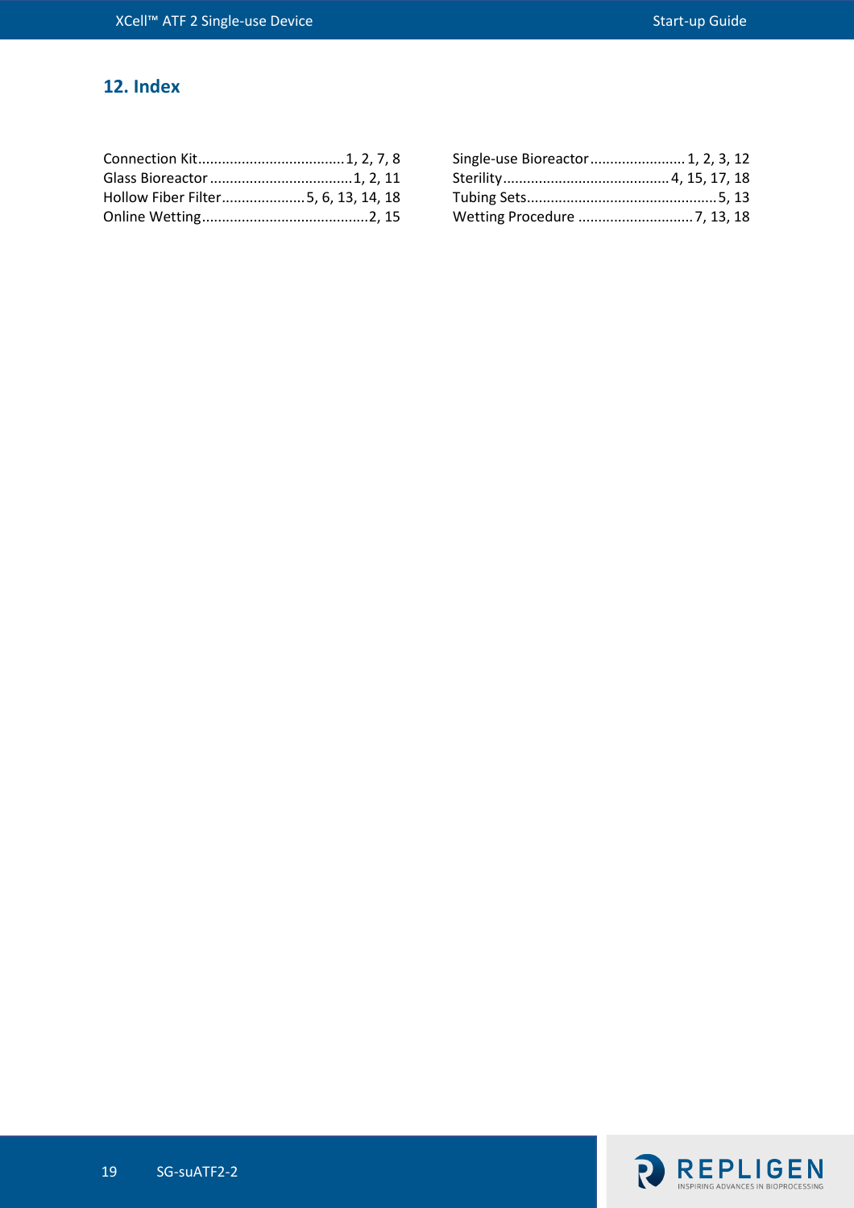## 12. Index

Connection Kit....................................1, 2, 7, 8
Glass Bioreactor ...................................1, 2, 11
Hollow Fiber Filter.....................5, 6, 13, 14, 18
Online Wetting.........................................2, 15
Single-use Bioreactor........................1, 2, 3, 12
Sterility.........................................4, 15, 17, 18
Tubing Sets...............................................5, 13
Wetting Procedure ............................7, 13, 18